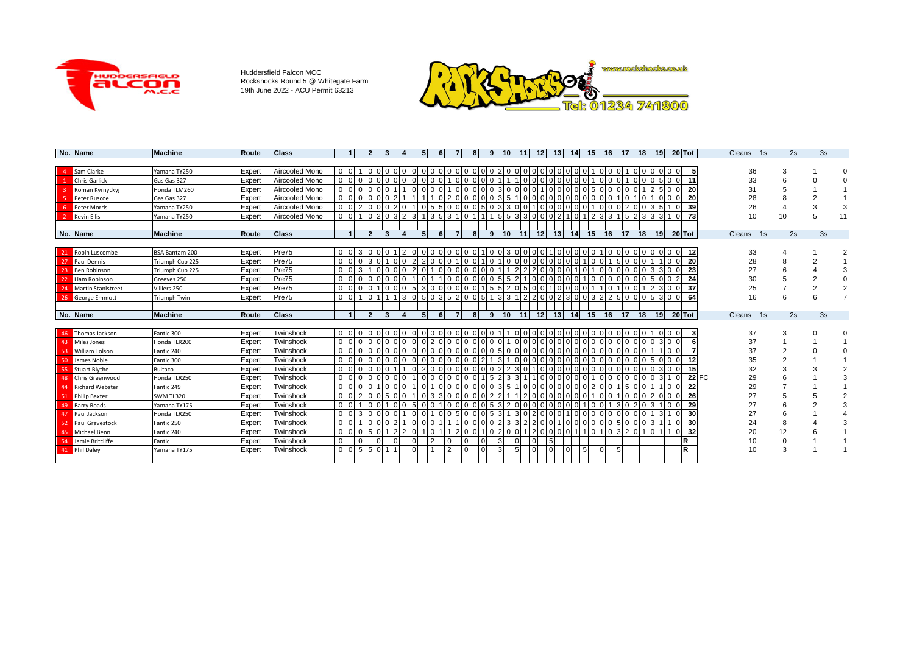Huddersfield Falcon MCC
Rockshocks Round 5 @ Whitegate Farm
19th June 2022 - ACU Permit 63213

www.rockshocks.co.uk
Tel: 01234 741800

| No. | Name | Machine | Route | Class | Tot | Cleans | 1s | 2s | 3s |
|---|---|---|---|---|---|---|---|---|---|
| 4 | Sam Clarke | Yamaha TY250 | Expert | Aircooled Mono | 5 | 36 | 3 | 1 | 0 |
| 1 | Chris Garlick | Gas Gas 327 | Expert | Aircooled Mono | 11 | 33 | 6 | 0 | 0 |
| 3 | Roman Kyrnyckyj | Honda TLM260 | Expert | Aircooled Mono | 20 | 31 | 5 | 1 | 1 |
| 5 | Peter Ruscoe | Gas Gas 327 | Expert | Aircooled Mono | 20 | 28 | 8 | 2 | 1 |
| 6 | Peter Morris | Yamaha TY250 | Expert | Aircooled Mono | 39 | 26 | 4 | 3 | 3 |
| 2 | Kevin Ellis | Yamaha TY250 | Expert | Aircooled Mono | 73 | 10 | 10 | 5 | 11 |

| No. | Name | Machine | Route | Class | Tot | Cleans | 1s | 2s | 3s |
|---|---|---|---|---|---|---|---|---|---|
| 21 | Robin Luscombe | BSA Bantam 200 | Expert | Pre75 | 12 | 33 | 4 | 1 | 2 |
| 27 | Paul Dennis | Triumph Cub 225 | Expert | Pre75 | 20 | 28 | 8 | 2 | 1 |
| 23 | Ben Robinson | Triumph Cub 225 | Expert | Pre75 | 23 | 27 | 6 | 4 | 3 |
| 22 | Liam Robinson | Greeves 250 | Expert | Pre75 | 24 | 30 | 5 | 2 | 0 |
| 24 | Martin Stanistreet | Villiers 250 | Expert | Pre75 | 37 | 25 | 7 | 2 | 2 |
| 26 | George Emmott | Triumph Twin | Expert | Pre75 | 64 | 16 | 6 | 6 | 7 |

| No. | Name | Machine | Route | Class | Tot | Cleans | 1s | 2s | 3s |
|---|---|---|---|---|---|---|---|---|---|
| 46 | Thomas Jackson | Fantic 300 | Expert | Twinshock | 3 | 37 | 3 | 0 | 0 |
| 43 | Miles Jones | Honda TLR200 | Expert | Twinshock | 6 | 37 | 1 | 1 | 1 |
| 53 | William Tolson | Fantic 240 | Expert | Twinshock | 7 | 37 | 2 | 0 | 0 |
| 50 | James Noble | Fantic 300 | Expert | Twinshock | 12 | 35 | 2 | 1 | 1 |
| 55 | Stuart Blythe | Bultaco | Expert | Twinshock | 15 | 32 | 3 | 3 | 2 |
| 48 | Chris Greenwood | Honda TLR250 | Expert | Twinshock | 22 FC | 29 | 6 | 1 | 3 |
| 44 | Richard Webster | Fantic 249 | Expert | Twinshock | 22 | 29 | 7 | 1 | 1 |
| 51 | Philip Baxter | SWM TL320 | Expert | Twinshock | 26 | 27 | 5 | 5 | 2 |
| 49 | Barry Roads | Yamaha TY175 | Expert | Twinshock | 29 | 27 | 6 | 2 | 3 |
| 47 | Paul Jackson | Honda TLR250 | Expert | Twinshock | 30 | 27 | 6 | 1 | 4 |
| 52 | Paul Gravestock | Fantic 250 | Expert | Twinshock | 30 | 24 | 8 | 4 | 3 |
| 45 | Michael Benn | Fantic 240 | Expert | Twinshock | 32 | 20 | 12 | 6 | 1 |
| 54 | Jamie Britcliffe | Fantic | Expert | Twinshock | R | 10 | 0 | 1 | 1 |
| 41 | Phil Daley | Yamaha TY175 | Expert | Twinshock | R | 10 | 3 | 1 | 1 |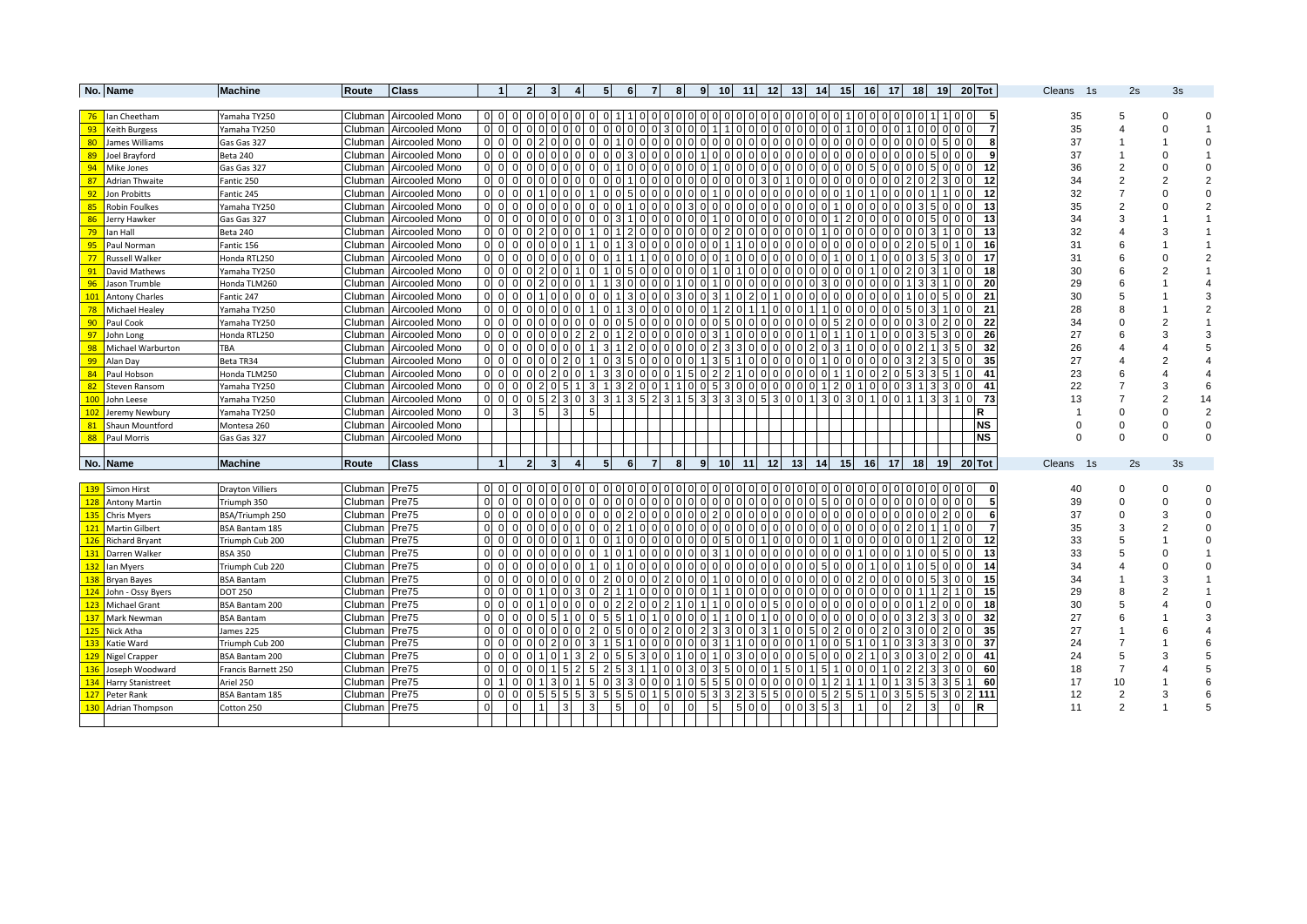| No. | Name | Machine | Route | Class | 1 | | 2 | | 3 | | 4 | | 5 | | 6 | | 7 | | 8 | | 9 | | 10 | | 11 | | 12 | | 13 | | 14 | | 15 | | 16 | | 17 | | 18 | | 19 | | 20 | | Tot | Cleans | 1s | 2s | 3s |
|---|---|---|---|---|---|---|---|---|---|---|---|---|---|---|---|---|---|---|---|---|---|---|---|---|---|---|---|---|---|---|---|---|---|---|---|---|---|---|---|---|---|---|---|---|---|---|---|---|---|
| 76 | Ian Cheetham | Yamaha TY250 | Clubman | Aircooled Mono | 0 | 0 | 0 | 0 | 0 | 0 | 0 | 0 | 0 | 0 | 1 | 1 | 0 | 0 | 0 | 0 | 0 | 0 | 0 | 0 | 0 | 0 | 0 | 0 | 0 | 0 | 0 | 0 | 0 | 1 | 0 | 0 | 0 | 0 | 0 | 1 | 1 | 0 | 0 | 0 | 5 | 35 | 5 | 0 | 0 |
| 93 | Keith Burgess | Yamaha TY250 | Clubman | Aircooled Mono | 0 | 0 | 0 | 0 | 0 | 0 | 0 | 0 | 0 | 0 | 0 | 0 | 0 | 0 | 0 | 3 | 0 | 0 | 0 | 1 | 1 | 0 | 0 | 0 | 0 | 0 | 0 | 0 | 0 | 0 | 1 | 0 | 0 | 0 | 0 | 1 | 0 | 0 | 0 | 0 | 7 | 35 | 4 | 0 | 1 |
| 80 | James Williams | Gas Gas 327 | Clubman | Aircooled Mono | 0 | 0 | 0 | 0 | 2 | 0 | 0 | 0 | 0 | 0 | 1 | 0 | 0 | 0 | 0 | 0 | 0 | 0 | 0 | 0 | 0 | 0 | 0 | 0 | 0 | 0 | 0 | 0 | 0 | 0 | 0 | 0 | 0 | 0 | 0 | 0 | 0 | 5 | 0 | 0 | 8 | 37 | 1 | 1 | 0 |
| 89 | Joel Brayford | Beta 240 | Clubman | Aircooled Mono | 0 | 0 | 0 | 0 | 0 | 0 | 0 | 0 | 0 | 0 | 0 | 0 | 0 | 3 | 0 | 0 | 0 | 0 | 0 | 1 | 0 | 0 | 0 | 0 | 0 | 0 | 0 | 0 | 0 | 0 | 0 | 0 | 0 | 0 | 0 | 0 | 5 | 0 | 0 | 0 | 9 | 37 | 1 | 0 | 1 |
| 94 | Mike Jones | Gas Gas 327 | Clubman | Aircooled Mono | 0 | 0 | 0 | 0 | 0 | 0 | 0 | 0 | 0 | 0 | 1 | 0 | 0 | 0 | 0 | 0 | 0 | 0 | 0 | 1 | 0 | 0 | 0 | 0 | 0 | 0 | 0 | 0 | 0 | 0 | 5 | 0 | 0 | 0 | 0 | 5 | 0 | 0 | 0 | 0 | 12 | 36 | 2 | 0 | 0 |
| 87 | Adrian Thwaite | Fantic 250 | Clubman | Aircooled Mono | 0 | 0 | 0 | 0 | 0 | 0 | 0 | 0 | 0 | 0 | 0 | 1 | 0 | 0 | 0 | 0 | 0 | 0 | 0 | 0 | 0 | 0 | 3 | 0 | 1 | 0 | 0 | 0 | 0 | 0 | 0 | 0 | 2 | 0 | 2 | 3 | 0 | 0 | 0 | 0 | 12 | 34 | 2 | 2 | 2 |
| 92 | Jon Probitts | Fantic 245 | Clubman | Aircooled Mono | 0 | 0 | 0 | 1 | 0 | 0 | 0 | 1 | 0 | 0 | 5 | 0 | 0 | 0 | 0 | 0 | 0 | 1 | 0 | 0 | 0 | 0 | 0 | 0 | 0 | 0 | 0 | 0 | 1 | 0 | 1 | 0 | 0 | 0 | 0 | 1 | 1 | 0 | 0 | 0 | 12 | 32 | 7 | 0 | 0 |
| 85 | Robin Foulkes | Yamaha TY250 | Clubman | Aircooled Mono | 0 | 0 | 0 | 0 | 0 | 0 | 0 | 0 | 0 | 0 | 0 | 1 | 0 | 0 | 0 | 3 | 0 | 0 | 0 | 0 | 0 | 0 | 0 | 0 | 0 | 0 | 0 | 0 | 1 | 0 | 0 | 0 | 0 | 0 | 0 | 3 | 5 | 0 | 0 | 0 | 13 | 35 | 2 | 0 | 2 |
| 86 | Jerry Hawker | Gas Gas 327 | Clubman | Aircooled Mono | 0 | 0 | 0 | 0 | 0 | 0 | 0 | 0 | 0 | 0 | 3 | 1 | 0 | 0 | 0 | 0 | 0 | 0 | 1 | 0 | 0 | 0 | 0 | 0 | 0 | 0 | 0 | 0 | 1 | 2 | 0 | 0 | 0 | 0 | 0 | 5 | 0 | 0 | 0 | 0 | 13 | 34 | 3 | 1 | 1 |
| 79 | Ian Hall | Beta 240 | Clubman | Aircooled Mono | 0 | 0 | 0 | 0 | 2 | 0 | 0 | 0 | 1 | 0 | 1 | 2 | 0 | 0 | 0 | 0 | 0 | 0 | 0 | 2 | 0 | 0 | 0 | 0 | 0 | 1 | 0 | 0 | 0 | 0 | 0 | 0 | 0 | 0 | 0 | 3 | 1 | 0 | 0 | 0 | 13 | 32 | 4 | 3 | 1 |
| 95 | Paul Norman | Fantic 156 | Clubman | Aircooled Mono | 0 | 0 | 0 | 0 | 0 | 0 | 1 | 1 | 0 | 1 | 3 | 0 | 0 | 0 | 0 | 0 | 0 | 0 | 0 | 1 | 1 | 0 | 0 | 0 | 0 | 0 | 0 | 0 | 0 | 0 | 0 | 0 | 2 | 0 | 5 | 0 | 1 | 0 | 0 | 0 | 16 | 31 | 6 | 1 | 1 |
| 77 | Russell Walker | Honda RTL250 | Clubman | Aircooled Mono | 0 | 0 | 0 | 0 | 0 | 0 | 0 | 0 | 0 | 0 | 1 | 1 | 1 | 0 | 0 | 0 | 0 | 0 | 0 | 0 | 0 | 1 | 0 | 0 | 0 | 0 | 0 | 0 | 0 | 0 | 1 | 0 | 0 | 1 | 0 | 3 | 5 | 3 | 0 | 0 | 17 | 31 | 6 | 0 | 2 |
| 91 | David Mathews | Yamaha TY250 | Clubman | Aircooled Mono | 0 | 0 | 0 | 0 | 2 | 0 | 0 | 1 | 0 | 1 | 0 | 5 | 0 | 0 | 0 | 0 | 0 | 0 | 1 | 0 | 1 | 0 | 0 | 0 | 0 | 0 | 0 | 0 | 0 | 0 | 0 | 1 | 0 | 0 | 2 | 0 | 3 | 1 | 0 | 0 | 18 | 30 | 6 | 2 | 1 |
| 96 | Jason Trumble | Honda TLM260 | Clubman | Aircooled Mono | 0 | 0 | 0 | 0 | 2 | 0 | 0 | 0 | 1 | 1 | 3 | 0 | 0 | 0 | 0 | 1 | 0 | 0 | 1 | 0 | 0 | 0 | 0 | 0 | 0 | 0 | 0 | 0 | 3 | 0 | 0 | 0 | 0 | 0 | 1 | 3 | 3 | 1 | 0 | 0 | 20 | 29 | 6 | 1 | 4 |
| 101 | Antony Charles | Fantic 247 | Clubman | Aircooled Mono | 0 | 0 | 0 | 1 | 0 | 0 | 0 | 0 | 0 | 1 | 3 | 0 | 0 | 0 | 3 | 0 | 0 | 3 | 1 | 0 | 2 | 0 | 1 | 0 | 0 | 0 | 0 | 0 | 0 | 0 | 0 | 0 | 0 | 0 | 1 | 0 | 0 | 5 | 0 | 0 | 21 | 30 | 5 | 1 | 3 |
| 78 | Michael Healey | Yamaha TY250 | Clubman | Aircooled Mono | 0 | 0 | 0 | 0 | 0 | 0 | 0 | 1 | 0 | 1 | 3 | 0 | 0 | 0 | 0 | 0 | 0 | 1 | 2 | 0 | 1 | 1 | 0 | 0 | 0 | 1 | 1 | 0 | 0 | 0 | 0 | 0 | 0 | 0 | 5 | 0 | 3 | 1 | 0 | 0 | 21 | 28 | 8 | 1 | 2 |
| 90 | Paul Cook | Yamaha TY250 | Clubman | Aircooled Mono | 0 | 0 | 0 | 0 | 0 | 0 | 0 | 0 | 0 | 0 | 0 | 5 | 0 | 0 | 0 | 0 | 0 | 0 | 0 | 0 | 0 | 0 | 5 | 0 | 0 | 0 | 0 | 0 | 0 | 0 | 0 | 5 | 2 | 0 | 0 | 3 | 0 | 2 | 0 | 0 | 22 | 34 | 0 | 2 | 1 |
| 97 | John Long | Honda RTL250 | Clubman | Aircooled Mono | 0 | 0 | 0 | 0 | 0 | 0 | 0 | 2 | 2 | 0 | 1 | 2 | 0 | 0 | 0 | 0 | 0 | 0 | 3 | 1 | 0 | 0 | 0 | 0 | 0 | 0 | 1 | 0 | 1 | 1 | 0 | 1 | 0 | 0 | 0 | 3 | 5 | 3 | 0 | 0 | 26 | 27 | 6 | 3 | 3 |
| 98 | Michael Warburton | TBA | Clubman | Aircooled Mono | 0 | 0 | 0 | 0 | 0 | 0 | 0 | 1 | 3 | 1 | 2 | 0 | 0 | 0 | 0 | 0 | 0 | 2 | 3 | 3 | 0 | 0 | 0 | 0 | 0 | 2 | 0 | 3 | 1 | 0 | 0 | 0 | 0 | 0 | 0 | 2 | 1 | 3 | 5 | 0 | 32 | 26 | 4 | 4 | 5 |
| 99 | Alan Day | Beta TR34 | Clubman | Aircooled Mono | 0 | 0 | 0 | 0 | 0 | 2 | 0 | 1 | 0 | 3 | 5 | 0 | 0 | 0 | 0 | 0 | 1 | 3 | 5 | 1 | 0 | 0 | 0 | 0 | 0 | 0 | 1 | 0 | 0 | 0 | 0 | 0 | 0 | 0 | 3 | 2 | 3 | 5 | 0 | 0 | 35 | 27 | 4 | 2 | 4 |
| 84 | Paul Hobson | Honda TLM250 | Clubman | Aircooled Mono | 0 | 0 | 0 | 0 | 2 | 0 | 0 | 1 | 3 | 3 | 0 | 0 | 0 | 0 | 1 | 5 | 0 | 2 | 2 | 1 | 0 | 0 | 0 | 0 | 0 | 0 | 0 | 1 | 1 | 0 | 0 | 2 | 0 | 5 | 3 | 3 | 5 | 1 | 0 | 0 | 41 | 23 | 6 | 4 | 4 |
| 82 | Steven Ransom | Yamaha TY250 | Clubman | Aircooled Mono | 0 | 0 | 0 | 2 | 0 | 5 | 1 | 3 | 1 | 3 | 2 | 0 | 0 | 1 | 1 | 0 | 0 | 5 | 3 | 0 | 0 | 0 | 0 | 0 | 0 | 0 | 1 | 2 | 0 | 1 | 0 | 0 | 0 | 3 | 1 | 3 | 3 | 0 | 0 | 0 | 41 | 22 | 7 | 3 | 6 |
| 100 | John Leese | Yamaha TY250 | Clubman | Aircooled Mono | 0 | 0 | 0 | 5 | 2 | 3 | 0 | 3 | 3 | 1 | 3 | 5 | 2 | 3 | 1 | 5 | 3 | 3 | 3 | 3 | 0 | 5 | 3 | 0 | 0 | 1 | 3 | 0 | 3 | 0 | 1 | 0 | 0 | 1 | 1 | 3 | 3 | 1 | 0 | 0 | 73 | 13 | 7 | 2 | 14 |
| 102 | Jeremy Newbury | Yamaha TY250 | Clubman | Aircooled Mono | 0 | | | 3 | | 5 | | 3 | 5 | | | | | | | | | | | | | | | | | | | | | | | | | | | | | | | | R | 1 | 0 | 0 | 2 |
| 81 | Shaun Mountford | Montesa 260 | Clubman | Aircooled Mono | | | | | | | | | | | | | | | | | | | | | | | | | | | | | | | | | | | | | | | | | NS | 0 | 0 | 0 | 0 |
| 88 | Paul Morris | Gas Gas 327 | Clubman | Aircooled Mono | | | | | | | | | | | | | | | | | | | | | | | | | | | | | | | | | | | | | | | | | NS | 0 | 0 | 0 | 0 |

| No. | Name | Machine | Route | Class | 1 | | 2 | | 3 | | 4 | | 5 | | 6 | | 7 | | 8 | | 9 | | 10 | | 11 | | 12 | | 13 | | 14 | | 15 | | 16 | | 17 | | 18 | | 19 | | 20 | | Tot | Cleans | 1s | 2s | 3s |
|---|---|---|---|---|---|---|---|---|---|---|---|---|---|---|---|---|---|---|---|---|---|---|---|---|---|---|---|---|---|---|---|---|---|---|---|---|---|---|---|---|---|---|---|---|---|---|---|---|---|
| 139 | Simon Hirst | Drayton Villiers | Clubman | Pre75 | 0 | 0 | 0 | 0 | 0 | 0 | 0 | 0 | 0 | 0 | 0 | 0 | 0 | 0 | 0 | 0 | 0 | 0 | 0 | 0 | 0 | 0 | 0 | 0 | 0 | 0 | 0 | 0 | 0 | 0 | 0 | 0 | 0 | 0 | 0 | 0 | 0 | 0 | 0 | 0 | 0 | 40 | 0 | 0 | 0 |
| 128 | Antony Martin | Triumph 350 | Clubman | Pre75 | 0 | 0 | 0 | 0 | 0 | 0 | 0 | 0 | 0 | 0 | 0 | 0 | 0 | 0 | 0 | 0 | 0 | 0 | 0 | 0 | 0 | 0 | 0 | 0 | 0 | 5 | 0 | 0 | 0 | 0 | 0 | 0 | 0 | 0 | 0 | 0 | 0 | 0 | 0 | 0 | 5 | 39 | 0 | 0 | 0 |
| 135 | Chris Myers | BSA/Triumph 250 | Clubman | Pre75 | 0 | 0 | 0 | 0 | 0 | 0 | 0 | 0 | 0 | 0 | 0 | 0 | 2 | 0 | 0 | 0 | 0 | 0 | 0 | 0 | 2 | 0 | 0 | 0 | 0 | 0 | 0 | 0 | 0 | 0 | 0 | 0 | 0 | 0 | 0 | 0 | 0 | 2 | 0 | 0 | 6 | 37 | 0 | 3 | 0 |
| 121 | Martin Gilbert | BSA Bantam 185 | Clubman | Pre75 | 0 | 0 | 0 | 0 | 0 | 0 | 0 | 0 | 0 | 0 | 0 | 2 | 1 | 0 | 0 | 0 | 0 | 0 | 0 | 0 | 0 | 0 | 0 | 0 | 0 | 0 | 0 | 0 | 0 | 0 | 0 | 0 | 0 | 0 | 2 | 0 | 1 | 1 | 0 | 0 | 7 | 35 | 3 | 2 | 0 |
| 126 | Richard Bryant | Triumph Cub 200 | Clubman | Pre75 | 0 | 0 | 0 | 0 | 0 | 0 | 1 | 0 | 0 | 1 | 0 | 0 | 0 | 0 | 0 | 0 | 0 | 0 | 0 | 0 | 0 | 0 | 0 | 5 | 0 | 0 | 1 | 0 | 0 | 0 | 0 | 0 | 1 | 0 | 0 | 0 | 1 | 2 | 0 | 0 | 12 | 33 | 5 | 1 | 0 |
| 131 | Darren Walker | BSA 350 | Clubman | Pre75 | 0 | 0 | 0 | 0 | 0 | 0 | 0 | 0 | 0 | 0 | 1 | 0 | 1 | 0 | 0 | 0 | 0 | 0 | 0 | 0 | 0 | 3 | 1 | 0 | 0 | 0 | 0 | 0 | 1 | 0 | 0 | 0 | 1 | 0 | 0 | 5 | 0 | 0 | 0 | 0 | 13 | 33 | 5 | 0 | 1 |
| 132 | Ian Myers | Triumph Cub 220 | Clubman | Pre75 | 0 | 0 | 0 | 0 | 0 | 0 | 0 | 0 | 0 | 0 | 1 | 0 | 1 | 0 | 0 | 0 | 0 | 0 | 0 | 0 | 0 | 0 | 0 | 0 | 0 | 0 | 0 | 5 | 0 | 0 | 0 | 1 | 0 | 0 | 1 | 0 | 5 | 0 | 0 | 0 | 14 | 34 | 4 | 0 | 0 |
| 138 | Bryan Bayes | BSA Bantam | Clubman | Pre75 | 0 | 0 | 0 | 0 | 0 | 0 | 0 | 0 | 0 | 0 | 2 | 0 | 0 | 0 | 0 | 0 | 2 | 0 | 0 | 0 | 1 | 0 | 0 | 0 | 0 | 0 | 0 | 0 | 0 | 0 | 0 | 2 | 0 | 0 | 0 | 0 | 5 | 3 | 0 | 0 | 15 | 34 | 1 | 3 | 1 |
| 124 | John - Ossy Byers | DOT 250 | Clubman | Pre75 | 0 | 0 | 0 | 1 | 0 | 0 | 3 | 0 | 2 | 1 | 1 | 0 | 0 | 0 | 0 | 0 | 0 | 1 | 1 | 0 | 0 | 0 | 0 | 0 | 0 | 0 | 0 | 0 | 0 | 0 | 0 | 0 | 0 | 0 | 0 | 1 | 1 | 2 | 1 | 0 | 15 | 29 | 8 | 2 | 1 |
| 123 | Michael Grant | BSA Bantam 200 | Clubman | Pre75 | 0 | 0 | 0 | 1 | 0 | 0 | 0 | 0 | 0 | 2 | 2 | 0 | 0 | 2 | 1 | 0 | 1 | 1 | 0 | 0 | 0 | 0 | 0 | 5 | 0 | 0 | 0 | 0 | 0 | 0 | 0 | 0 | 0 | 0 | 0 | 1 | 2 | 0 | 0 | 0 | 18 | 30 | 5 | 4 | 0 |
| 137 | Mark Newman | BSA Bantam | Clubman | Pre75 | 0 | 0 | 0 | 0 | 5 | 1 | 0 | 0 | 5 | 5 | 1 | 0 | 1 | 0 | 0 | 0 | 0 | 1 | 1 | 0 | 0 | 1 | 0 | 0 | 0 | 0 | 0 | 0 | 0 | 0 | 0 | 0 | 0 | 0 | 3 | 2 | 3 | 3 | 0 | 0 | 32 | 27 | 6 | 1 | 3 |
| 125 | Nick Atha | James 225 | Clubman | Pre75 | 0 | 0 | 0 | 0 | 0 | 0 | 0 | 2 | 0 | 5 | 0 | 0 | 0 | 2 | 0 | 0 | 2 | 3 | 3 | 0 | 0 | 3 | 1 | 0 | 0 | 5 | 0 | 2 | 0 | 0 | 0 | 2 | 0 | 3 | 0 | 0 | 2 | 0 | 0 | 0 | 35 | 27 | 1 | 6 | 4 |
| 133 | Katie Ward | Triumph Cub 200 | Clubman | Pre75 | 0 | 0 | 0 | 0 | 0 | 2 | 0 | 0 | 3 | 1 | 5 | 1 | 0 | 0 | 0 | 0 | 0 | 0 | 3 | 1 | 1 | 0 | 0 | 0 | 0 | 0 | 1 | 0 | 0 | 5 | 1 | 0 | 1 | 0 | 3 | 3 | 3 | 3 | 0 | 0 | 37 | 24 | 7 | 1 | 6 |
| 129 | Nigel Crapper | BSA Bantam 200 | Clubman | Pre75 | 0 | 0 | 0 | 0 | 1 | 0 | 1 | 3 | 2 | 0 | 5 | 5 | 3 | 0 | 0 | 1 | 0 | 0 | 1 | 0 | 3 | 0 | 0 | 0 | 0 | 0 | 5 | 0 | 0 | 0 | 2 | 1 | 0 | 3 | 0 | 3 | 0 | 2 | 0 | 0 | 41 | 24 | 5 | 3 | 5 |
| 136 | Joseph Woodward | Francis Barnett 250 | Clubman | Pre75 | 0 | 0 | 0 | 0 | 1 | 5 | 2 | 5 | 2 | 5 | 3 | 1 | 1 | 0 | 0 | 3 | 0 | 3 | 5 | 0 | 0 | 0 | 1 | 5 | 0 | 1 | 5 | 1 | 0 | 0 | 0 | 1 | 0 | 2 | 2 | 3 | 3 | 0 | 0 | 0 | 60 | 18 | 7 | 4 | 5 |
| 134 | Harry Stanistreet | Ariel 250 | Clubman | Pre75 | 0 | 1 | 0 | 0 | 1 | 3 | 0 | 1 | 5 | 0 | 3 | 3 | 0 | 0 | 0 | 1 | 0 | 5 | 5 | 5 | 0 | 0 | 0 | 0 | 0 | 0 | 0 | 1 | 2 | 1 | 1 | 1 | 0 | 1 | 3 | 5 | 3 | 3 | 5 | 1 | 60 | 17 | 10 | 1 | 6 |
| 127 | Peter Rank | BSA Bantam 185 | Clubman | Pre75 | 0 | 0 | 0 | 5 | 5 | 5 | 5 | 3 | 5 | 5 | 5 | 0 | 1 | 5 | 0 | 0 | 5 | 3 | 3 | 2 | 3 | 5 | 5 | 0 | 0 | 0 | 0 | 5 | 2 | 5 | 5 | 1 | 0 | 3 | 5 | 5 | 5 | 3 | 0 | 2 | 111 | 12 | 2 | 3 | 6 |
| 130 | Adrian Thompson | Cotton 250 | Clubman | Pre75 | 0 | | 0 | | 1 | | 3 | | 3 | | | 5 | | | 0 | | | 0 | | | 0 | | 5 | | | 5 | 0 | 0 | 3 | 5 | 3 | | 1 | | | 0 | | 2 | | 3 | R | 11 | 2 | 1 | 5 |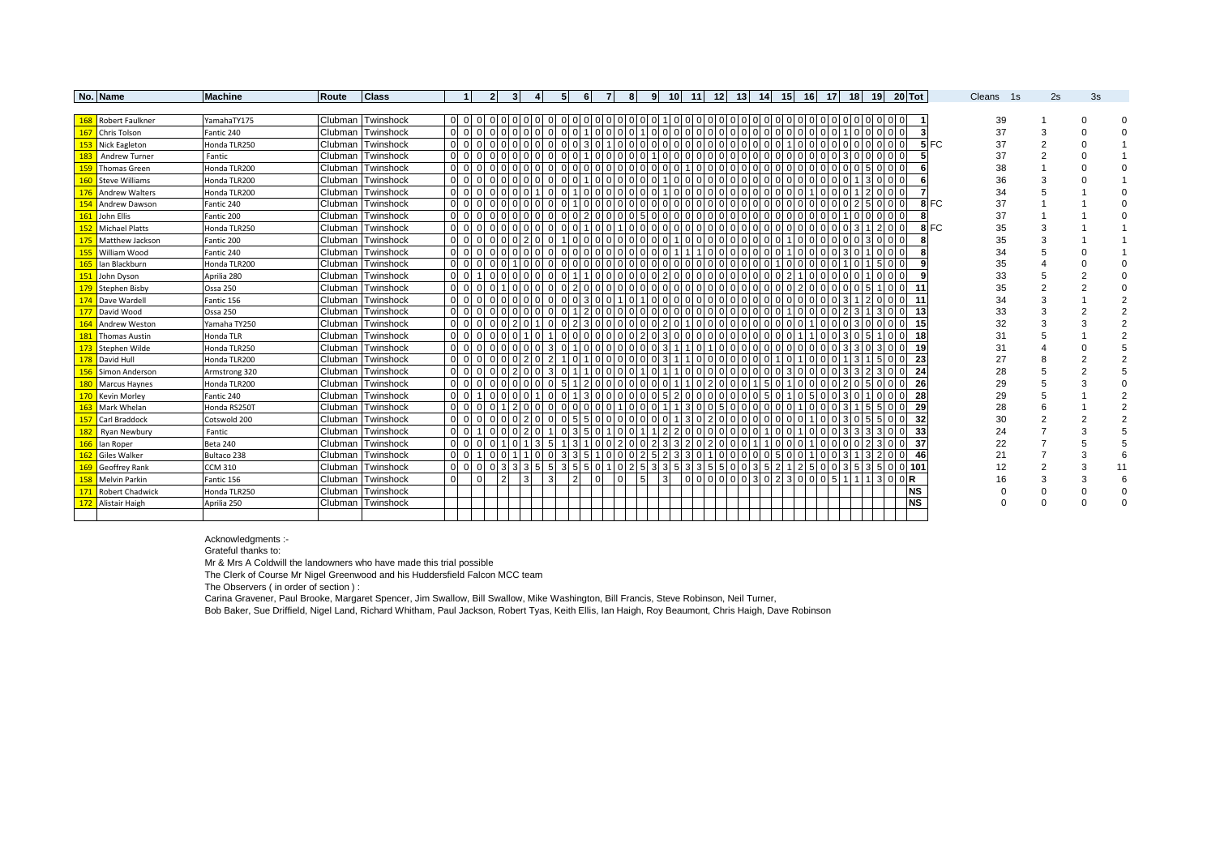| No. | Name | Machine | Route | Class | 1 | | 2 | | 3 | | 4 | | 5 | | 6 | | 7 | | 8 | | 9 | | 10 | | 11 | | 12 | | 13 | | 14 | | 15 | | 16 | | 17 | | 18 | | 19 | | 20 | | Tot | | Cleans | 1s | 2s | 3s |
|---|---|---|---|---|---|---|---|---|---|---|---|---|---|---|---|---|---|---|---|---|---|---|---|---|---|---|---|---|---|---|---|---|---|---|---|---|---|---|---|---|---|---|---|---|---|---|---|---|---|
| 168 | Robert Faulkner | YamahaTY175 | Clubman | Twinshock | 0 | 0 | 0 | 0 | 0 | 0 | 0 | 0 | 0 | 0 | 0 | 0 | 0 | 0 | 0 | 0 | 0 | 0 | 0 | 0 | 0 | 0 | 0 | 1 | 0 | 0 | 0 | 0 | 0 | 0 | 0 | 0 | 0 | 0 | 0 | 0 | 0 | 0 | 0 | 0 | 1 | | 39 | 1 | 0 | 0 |
| 167 | Chris Tolson | Fantic 240 | Clubman | Twinshock | 0 | 0 | 0 | 0 | 0 | 0 | 0 | 0 | 0 | 0 | 0 | 0 | 0 | 0 | 0 | 0 | 1 | 0 | 0 | 0 | 1 | 0 | 0 | 0 | 0 | 0 | 0 | 0 | 0 | 0 | 0 | 0 | 0 | 0 | 0 | 1 | 0 | 0 | 0 | 0 | 3 | | 37 | 3 | 0 | 0 |
| 153 | Nick Eagleton | Honda TLR250 | Clubman | Twinshock | 0 | 0 | 0 | 0 | 0 | 0 | 0 | 0 | 0 | 0 | 0 | 0 | 0 | 0 | 0 | 3 | 0 | 1 | 0 | 0 | 0 | 0 | 0 | 0 | 0 | 0 | 0 | 0 | 0 | 0 | 0 | 1 | 0 | 0 | 0 | 0 | 0 | 0 | 0 | 0 | 5 | FC | 37 | 2 | 0 | 1 |
| 183 | Andrew Turner | Fantic | Clubman | Twinshock | 0 | 0 | 0 | 0 | 0 | 0 | 0 | 0 | 0 | 0 | 0 | 0 | 0 | 0 | 0 | 0 | 1 | 0 | 0 | 0 | 0 | 1 | 0 | 0 | 0 | 0 | 0 | 0 | 0 | 0 | 0 | 0 | 0 | 0 | 0 | 3 | 0 | 0 | 0 | 0 | 5 | | 37 | 2 | 0 | 1 |
| 159 | Thomas Green | Honda TLR200 | Clubman | Twinshock | 0 | 0 | 0 | 0 | 0 | 0 | 0 | 0 | 0 | 0 | 0 | 0 | 0 | 0 | 0 | 0 | 0 | 0 | 0 | 0 | 0 | 0 | 0 | 0 | 0 | 1 | 0 | 0 | 0 | 0 | 0 | 0 | 0 | 0 | 0 | 0 | 5 | 0 | 0 | 0 | 6 | | 38 | 1 | 0 | 0 |
| 160 | Steve Williams | Honda TLR200 | Clubman | Twinshock | 0 | 0 | 0 | 0 | 0 | 0 | 0 | 0 | 0 | 0 | 0 | 0 | 0 | 0 | 0 | 0 | 1 | 0 | 0 | 0 | 0 | 0 | 1 | 0 | 0 | 0 | 0 | 0 | 0 | 0 | 0 | 0 | 0 | 0 | 1 | 3 | 0 | 0 | 0 | 0 | 6 | | 36 | 3 | 0 | 1 |
| 176 | Andrew Walters | Honda TLR200 | Clubman | Twinshock | 0 | 0 | 0 | 0 | 0 | 0 | 0 | 0 | 0 | 0 | 1 | 0 | 0 | 1 | 0 | 0 | 0 | 0 | 0 | 0 | 0 | 1 | 0 | 0 | 0 | 0 | 0 | 0 | 0 | 0 | 0 | 0 | 1 | 0 | 1 | 2 | 0 | 0 | 0 | 0 | 7 | | 34 | 5 | 1 | 0 |
| 154 | Andrew Dawson | Fantic 240 | Clubman | Twinshock | 0 | 0 | 0 | 0 | 0 | 0 | 0 | 0 | 0 | 0 | 0 | 0 | 0 | 1 | 0 | 0 | 0 | 0 | 0 | 0 | 0 | 0 | 0 | 0 | 0 | 0 | 0 | 0 | 0 | 0 | 0 | 0 | 0 | 0 | 0 | 2 | 5 | 0 | 0 | 0 | 8 | FC | 37 | 1 | 1 | 0 |
| 161 | John Ellis | Fantic 200 | Clubman | Twinshock | 0 | 0 | 0 | 0 | 0 | 0 | 0 | 0 | 0 | 0 | 0 | 0 | 0 | 0 | 0 | 0 | 2 | 0 | 0 | 0 | 0 | 5 | 0 | 0 | 0 | 0 | 0 | 0 | 0 | 0 | 0 | 0 | 0 | 0 | 1 | 0 | 0 | 0 | 0 | 0 | 8 | | 37 | 1 | 1 | 0 |
| 152 | Michael Platts | Honda TLR250 | Clubman | Twinshock | 0 | 0 | 0 | 0 | 0 | 0 | 0 | 0 | 0 | 0 | 0 | 0 | 0 | 0 | 0 | 1 | 0 | 0 | 1 | 0 | 0 | 0 | 0 | 0 | 0 | 0 | 0 | 0 | 0 | 0 | 0 | 0 | 0 | 0 | 3 | 1 | 2 | 0 | 0 | 0 | 8 | FC | 35 | 3 | 1 | 1 |
| 175 | Matthew Jackson | Fantic 200 | Clubman | Twinshock | 0 | 0 | 0 | 0 | 0 | 0 | 0 | 0 | 0 | 0 | 0 | 2 | 0 | 1 | 0 | 0 | 0 | 0 | 0 | 0 | 0 | 0 | 0 | 1 | 0 | 0 | 0 | 0 | 0 | 0 | 0 | 0 | 1 | 0 | 0 | 0 | 3 | 0 | 0 | 0 | 8 | | 35 | 3 | 1 | 1 |
| 155 | William Wood | Fantic 240 | Clubman | Twinshock | 0 | 0 | 0 | 0 | 0 | 0 | 0 | 0 | 0 | 0 | 0 | 0 | 0 | 0 | 0 | 0 | 0 | 0 | 0 | 0 | 0 | 0 | 0 | 1 | 1 | 1 | 0 | 0 | 0 | 0 | 0 | 1 | 0 | 0 | 0 | 3 | 0 | 1 | 0 | 0 | 8 | | 34 | 5 | 0 | 1 |
| 165 | Ian Blackburn | Honda TLR200 | Clubman | Twinshock | 0 | 0 | 0 | 0 | 0 | 0 | 0 | 0 | 0 | 0 | 0 | 1 | 0 | 0 | 0 | 0 | 0 | 0 | 0 | 0 | 0 | 0 | 0 | 0 | 0 | 0 | 0 | 0 | 0 | 0 | 1 | 0 | 0 | 0 | 1 | 0 | 1 | 5 | 0 | 0 | 9 | | 35 | 4 | 0 | 0 |
| 151 | John Dyson | Aprilia 280 | Clubman | Twinshock | 0 | 0 | 1 | 0 | 0 | 0 | 0 | 0 | 0 | 0 | 0 | 0 | 0 | 1 | 1 | 0 | 0 | 0 | 0 | 0 | 0 | 0 | 2 | 0 | 0 | 0 | 0 | 0 | 0 | 0 | 2 | 1 | 0 | 0 | 0 | 1 | 0 | 0 | 0 | 0 | 9 | | 33 | 5 | 2 | 0 |
| 179 | Stephen Bisby | Ossa 250 | Clubman | Twinshock | 0 | 0 | 0 | 0 | 1 | 0 | 0 | 0 | 0 | 0 | 0 | 0 | 0 | 0 | 0 | 2 | 0 | 0 | 0 | 0 | 0 | 0 | 0 | 0 | 0 | 0 | 0 | 0 | 0 | 0 | 0 | 2 | 0 | 0 | 0 | 0 | 5 | 1 | 0 | 0 | 11 | | 35 | 2 | 2 | 0 |
| 174 | Dave Wardell | Fantic 156 | Clubman | Twinshock | 0 | 0 | 0 | 0 | 0 | 0 | 0 | 0 | 0 | 0 | 0 | 0 | 0 | 0 | 0 | 0 | 3 | 0 | 1 | 0 | 1 | 0 | 0 | 0 | 0 | 0 | 0 | 0 | 0 | 0 | 0 | 0 | 0 | 0 | 0 | 3 | 1 | 2 | 0 | 0 | 11 | | 34 | 3 | 1 | 2 |
| 177 | David Wood | Ossa 250 | Clubman | Twinshock | 0 | 0 | 0 | 0 | 0 | 0 | 0 | 0 | 0 | 0 | 0 | 0 | 0 | 0 | 0 | 1 | 2 | 0 | 0 | 0 | 0 | 0 | 0 | 0 | 0 | 0 | 0 | 0 | 0 | 0 | 1 | 0 | 0 | 0 | 2 | 3 | 1 | 3 | 0 | 0 | 13 | | 33 | 3 | 2 | 2 |
| 164 | Andrew Weston | Yamaha TY250 | Clubman | Twinshock | 0 | 0 | 0 | 0 | 0 | 0 | 0 | 0 | 2 | 0 | 1 | 0 | 0 | 0 | 0 | 2 | 3 | 0 | 0 | 0 | 0 | 0 | 0 | 2 | 0 | 1 | 0 | 0 | 0 | 0 | 0 | 1 | 0 | 0 | 0 | 3 | 0 | 0 | 0 | 0 | 15 | | 32 | 3 | 3 | 2 |
| 181 | Thomas Austin | Honda TLR | Clubman | Twinshock | 0 | 0 | 0 | 0 | 0 | 0 | 0 | 0 | 0 | 0 | 1 | 0 | 1 | 0 | 0 | 0 | 0 | 0 | 0 | 0 | 0 | 0 | 2 | 3 | 0 | 0 | 0 | 0 | 0 | 0 | 0 | 1 | 1 | 0 | 3 | 0 | 5 | 1 | 0 | 0 | 18 | | 31 | 5 | 1 | 2 |
| 173 | Stephen Wilde | Honda TLR250 | Clubman | Twinshock | 0 | 0 | 0 | 0 | 0 | 0 | 0 | 0 | 0 | 0 | 0 | 0 | 3 | 0 | 1 | 0 | 0 | 0 | 0 | 0 | 0 | 0 | 0 | 3 | 1 | 1 | 1 | 0 | 0 | 0 | 0 | 0 | 0 | 0 | 3 | 3 | 0 | 3 | 0 | 0 | 19 | | 31 | 4 | 0 | 5 |
| 178 | David Hull | Honda TLR200 | Clubman | Twinshock | 0 | 0 | 0 | 0 | 0 | 0 | 0 | 0 | 0 | 0 | 2 | 0 | 2 | 1 | 1 | 0 | 0 | 0 | 0 | 0 | 0 | 0 | 0 | 3 | 1 | 1 | 0 | 0 | 0 | 0 | 1 | 0 | 1 | 0 | 1 | 3 | 1 | 5 | 0 | 0 | 23 | | 27 | 8 | 2 | 2 |
| 156 | Simon Anderson | Armstrong 320 | Clubman | Twinshock | 0 | 0 | 0 | 0 | 0 | 0 | 0 | 0 | 0 | 0 | 2 | 0 | 3 | 1 | 1 | 1 | 0 | 0 | 0 | 0 | 0 | 1 | 0 | 1 | 0 | 0 | 0 | 0 | 0 | 0 | 3 | 0 | 0 | 0 | 3 | 3 | 2 | 3 | 0 | 0 | 24 | | 28 | 5 | 2 | 5 |
| 180 | Marcus Haynes | Honda TLR200 | Clubman | Twinshock | 0 | 0 | 0 | 0 | 0 | 0 | 0 | 0 | 0 | 0 | 0 | 0 | 0 | 5 | 1 | 2 | 0 | 0 | 0 | 0 | 0 | 0 | 0 | 0 | 1 | 1 | 0 | 2 | 0 | 0 | 1 | 5 | 1 | 0 | 0 | 0 | 2 | 5 | 0 | 0 | 26 | | 29 | 5 | 3 | 0 |
| 170 | Kevin Morley | Fantic 240 | Clubman | Twinshock | 0 | 0 | 1 | 0 | 0 | 0 | 0 | 1 | 0 | 0 | 1 | 3 | 0 | 0 | 0 | 0 | 0 | 0 | 5 | 2 | 0 | 0 | 0 | 0 | 0 | 0 | 0 | 0 | 5 | 0 | 1 | 0 | 5 | 0 | 0 | 3 | 0 | 1 | 0 | 0 | 28 | | 29 | 5 | 1 | 2 |
| 163 | Mark Whelan | Honda RS250T | Clubman | Twinshock | 0 | 0 | 0 | 0 | 1 | 2 | 0 | 0 | 0 | 0 | 0 | 0 | 0 | 0 | 1 | 0 | 0 | 0 | 1 | 1 | 3 | 0 | 0 | 5 | 0 | 0 | 0 | 0 | 0 | 0 | 1 | 0 | 0 | 0 | 3 | 1 | 5 | 5 | 0 | 0 | 29 | | 28 | 6 | 1 | 2 |
| 157 | Carl Braddock | Cotswold 200 | Clubman | Twinshock | 0 | 0 | 0 | 0 | 0 | 0 | 2 | 0 | 0 | 0 | 5 | 5 | 0 | 0 | 0 | 0 | 0 | 0 | 0 | 1 | 3 | 0 | 2 | 0 | 0 | 0 | 0 | 0 | 0 | 0 | 0 | 1 | 0 | 0 | 3 | 0 | 5 | 5 | 0 | 0 | 32 | | 30 | 2 | 2 | 2 |
| 182 | Ryan Newbury | Fantic | Clubman | Twinshock | 0 | 0 | 1 | 0 | 0 | 0 | 2 | 0 | 1 | 0 | 3 | 5 | 0 | 1 | 0 | 0 | 1 | 1 | 2 | 2 | 0 | 0 | 0 | 0 | 0 | 0 | 0 | 1 | 0 | 0 | 1 | 0 | 0 | 0 | 3 | 3 | 3 | 3 | 0 | 0 | 33 | | 24 | 7 | 3 | 5 |
| 166 | Ian Roper | Beta 240 | Clubman | Twinshock | 0 | 0 | 0 | 1 | 0 | 1 | 3 | 5 | 1 | 3 | 1 | 0 | 0 | 2 | 0 | 0 | 2 | 3 | 3 | 2 | 0 | 2 | 0 | 0 | 0 | 1 | 1 | 0 | 0 | 0 | 1 | 0 | 0 | 0 | 0 | 0 | 2 | 3 | 0 | 0 | 37 | | 22 | 7 | 5 | 5 |
| 162 | Giles Walker | Bultaco 238 | Clubman | Twinshock | 0 | 0 | 1 | 0 | 0 | 1 | 1 | 0 | 0 | 3 | 3 | 5 | 1 | 0 | 0 | 0 | 2 | 5 | 2 | 3 | 3 | 0 | 1 | 0 | 0 | 0 | 0 | 0 | 5 | 0 | 0 | 1 | 0 | 0 | 3 | 1 | 3 | 2 | 0 | 0 | 46 | | 21 | 7 | 3 | 6 |
| 169 | Geoffrey Rank | CCM 310 | Clubman | Twinshock | 0 | 0 | 0 | 3 | 3 | 3 | 5 | 5 | 3 | 5 | 5 | 0 | 1 | 0 | 2 | 5 | 3 | 3 | 5 | 3 | 3 | 5 | 5 | 0 | 0 | 3 | 5 | 2 | 1 | 2 | 5 | 0 | 0 | 3 | 5 | 3 | 5 | 0 | 0 | 0 | 101 | | 12 | 2 | 3 | 11 |
| 158 | Melvin Parkin | Fantic 156 | Clubman | Twinshock | 0 | | 0 | | 2 | | 3 | | 3 | | 2 | | 0 | | 0 | | 5 | | 3 | | 0 | 0 | 0 | 0 | 0 | 0 | 3 | 0 | 2 | 3 | 0 | 0 | 0 | 5 | 1 | 1 | 1 | 3 | 0 | 0 | R | | 16 | 3 | 3 | 6 |
| 171 | Robert Chadwick | Honda TLR250 | Clubman | Twinshock | | | | | | | | | | | | | | | | | | | | | | | | | | | | | | | | | | | | | | | | | NS | | 0 | 0 | 0 | 0 |
| 172 | Alistair Haigh | Aprilia 250 | Clubman | Twinshock | | | | | | | | | | | | | | | | | | | | | | | | | | | | | | | | | | | | | | | | | NS | | 0 | 0 | 0 | 0 |

Acknowledgments :-

Grateful thanks to:

Mr & Mrs A Coldwill the landowners who have made this trial possible

The Clerk of Course Mr Nigel Greenwood and his Huddersfield Falcon MCC team

The Observers ( in order of section ) :

Carina Gravener, Paul Brooke, Margaret Spencer, Jim Swallow, Bill Swallow, Mike Washington, Bill Francis, Steve Robinson, Neil Turner,

Bob Baker, Sue Driffield, Nigel Land, Richard Whitham, Paul Jackson, Robert Tyas, Keith Ellis, Ian Haigh, Roy Beaumont, Chris Haigh, Dave Robinson